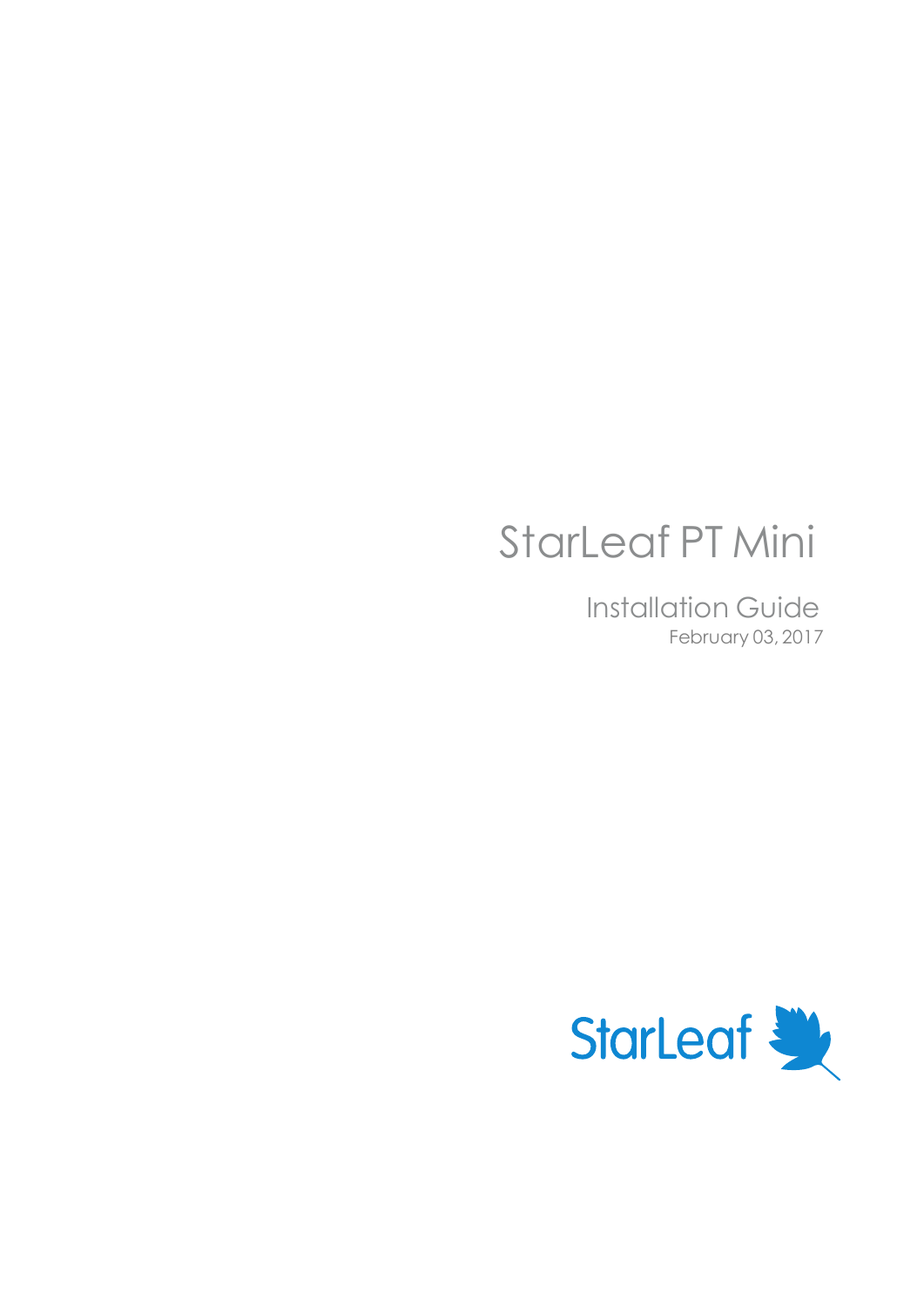# StarLeaf PT Mini

## Installation Guide

February 03, 2017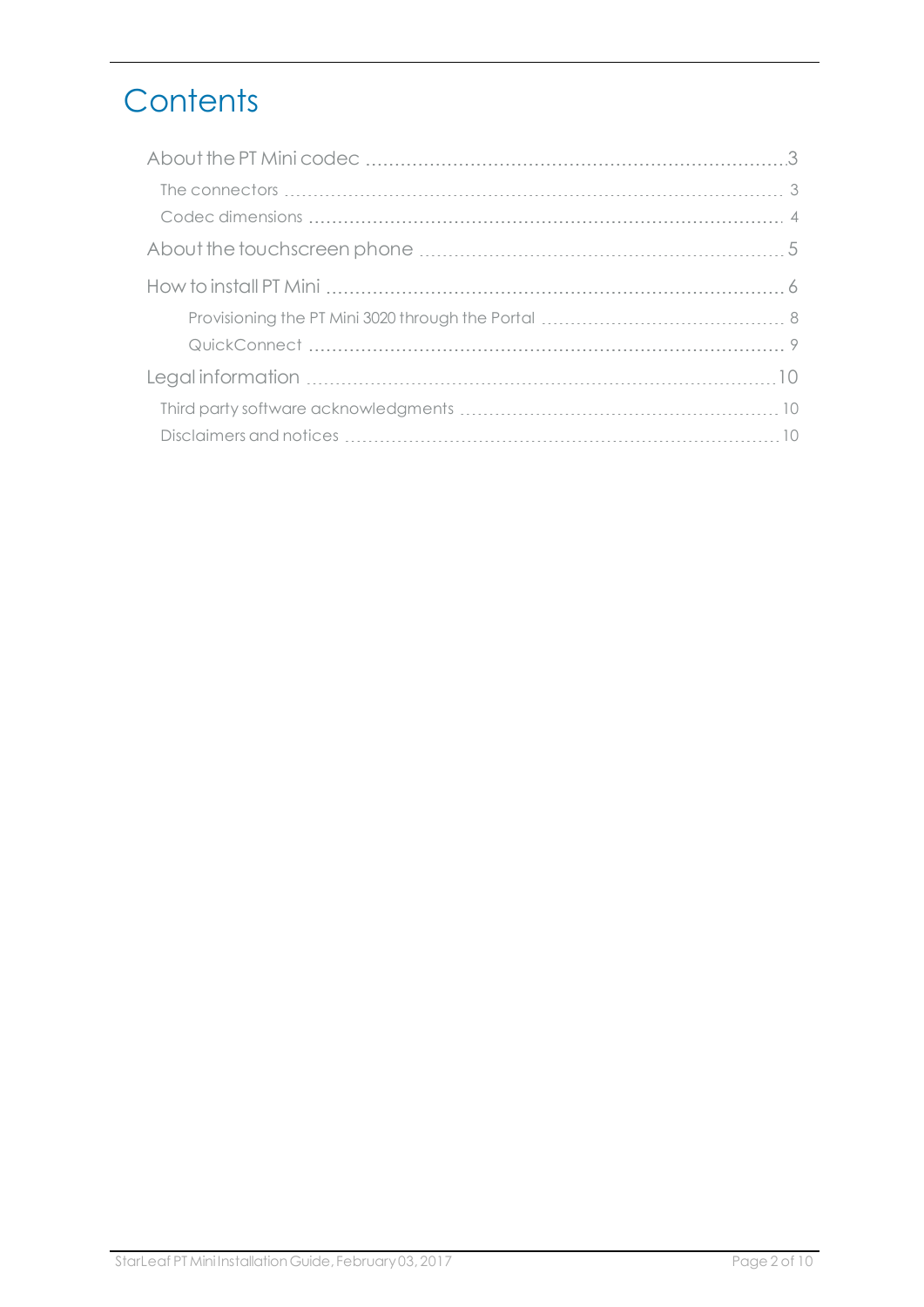# Contents

- About the PT Mini codec ... 3
  - The connectors ... 3
  - Codec dimensions ... 4
- About the touchscreen phone ... 5
- How to install PT Mini ... 6
  - Provisioning the PT Mini 3020 through the Portal ... 8
  - QuickConnect ... 9
- Legal information ... 10
  - Third party software acknowledgments ... 10
  - Disclaimers and notices ... 10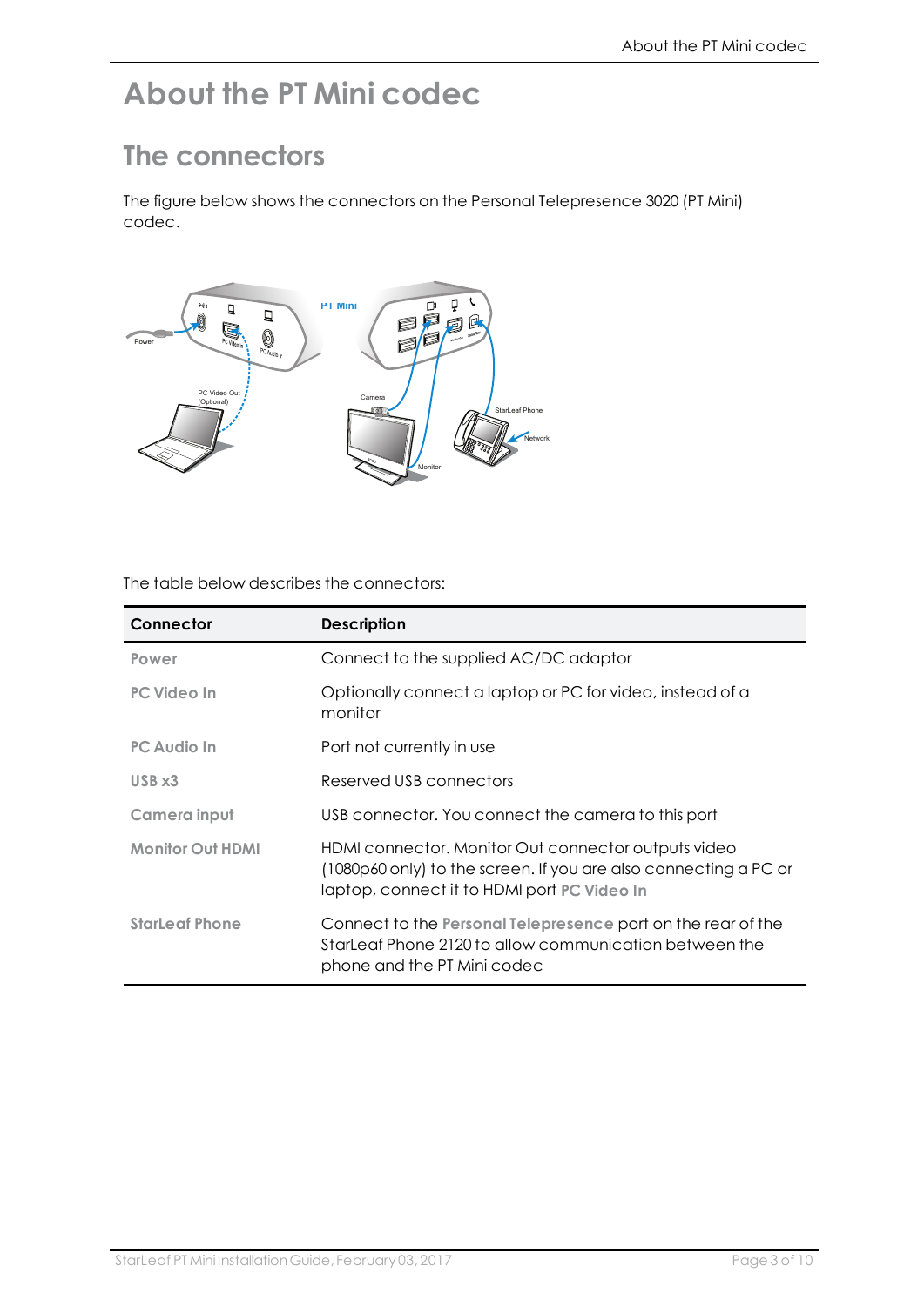# About the PT Mini codec

## The connectors

The figure below shows the connectors on the Personal Telepresence 3020 (PT Mini) codec.

The table below describes the connectors:

| Connector | Description |
|---|---|
| **Power** | Connect to the supplied AC/DC adaptor |
| **PC Video In** | Optionally connect a laptop or PC for video, instead of a monitor |
| **PC Audio In** | Port not currently in use |
| **USB x3** | Reserved USB connectors |
| **Camera input** | USB connector. You connect the camera to this port |
| **Monitor Out HDMI** | HDMI connector. Monitor Out connector outputs video (1080p60 only) to the screen. If you are also connecting a PC or laptop, connect it to HDMI port **PC Video In** |
| **StarLeaf Phone** | Connect to the **Personal Telepresence** port on the rear of the StarLeaf Phone 2120 to allow communication between the phone and the PT Mini codec |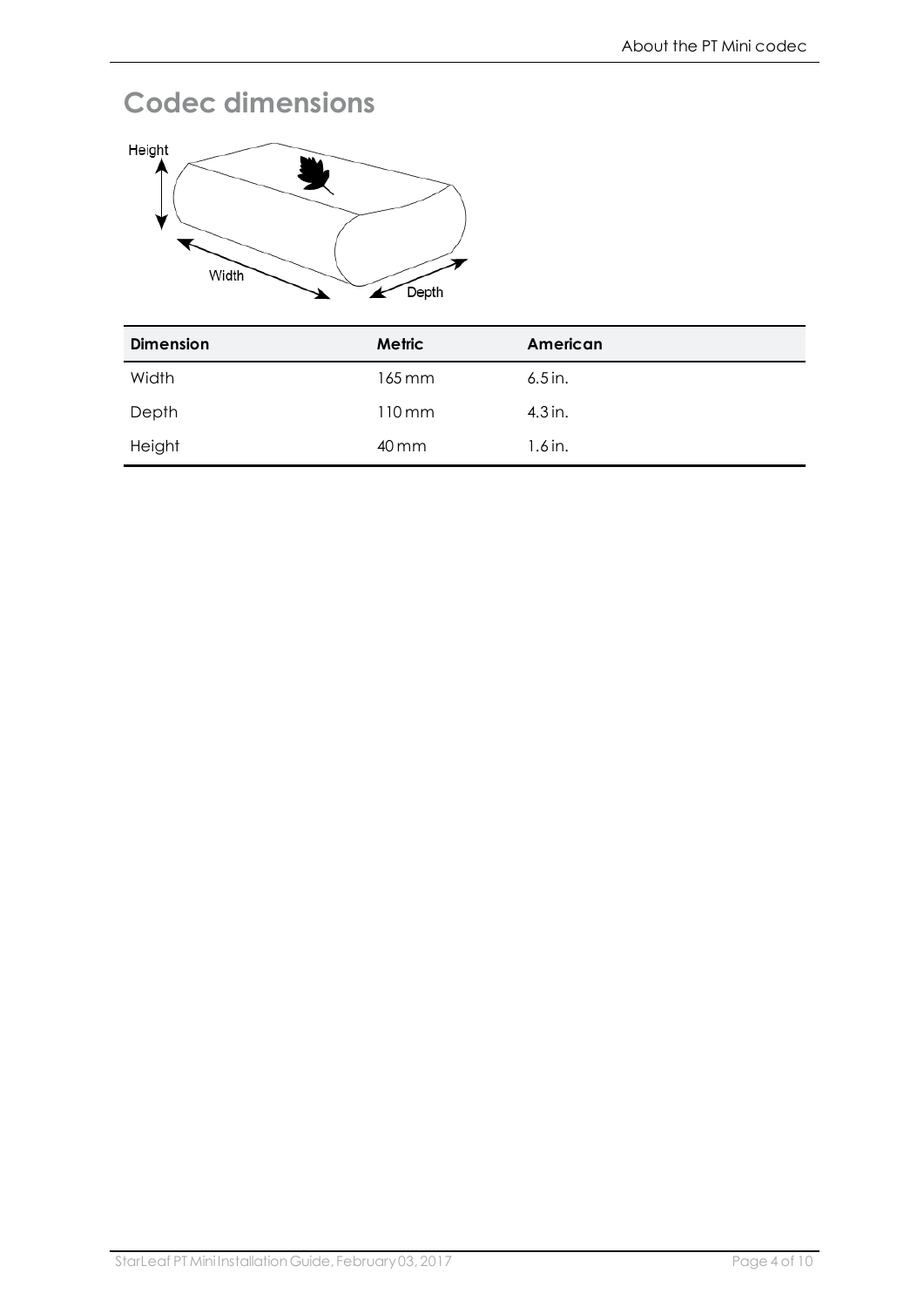# Codec dimensions

| Dimension | Metric | American |
| --- | --- | --- |
| Width | 165 mm | 6.5 in. |
| Depth | 110 mm | 4.3 in. |
| Height | 40 mm | 1.6 in. |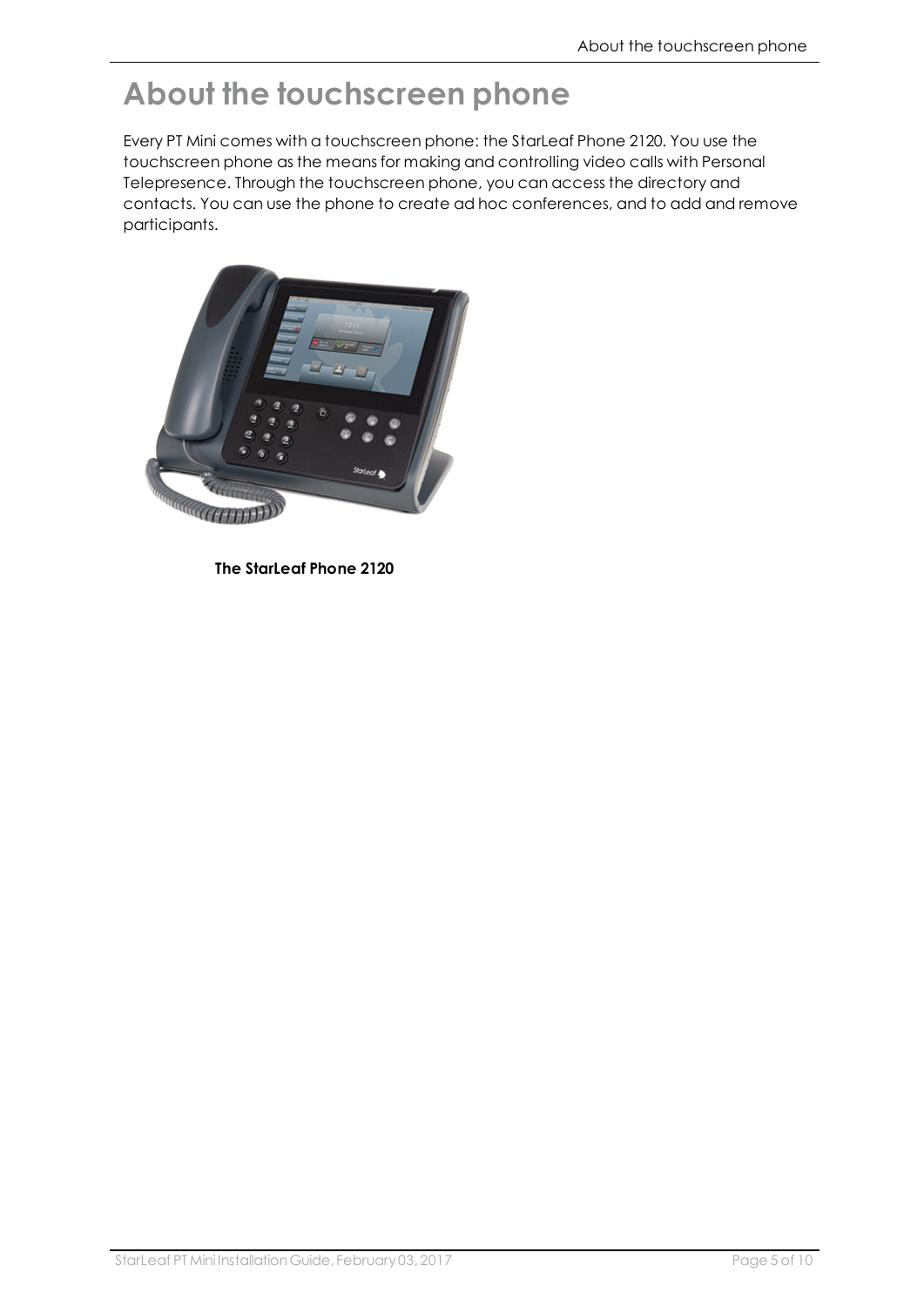# About the touchscreen phone

Every PT Mini comes with a touchscreen phone: the StarLeaf Phone 2120. You use the touchscreen phone as the means for making and controlling video calls with Personal Telepresence. Through the touchscreen phone, you can access the directory and contacts. You can use the phone to create ad hoc conferences, and to add and remove participants.

**The StarLeaf Phone 2120**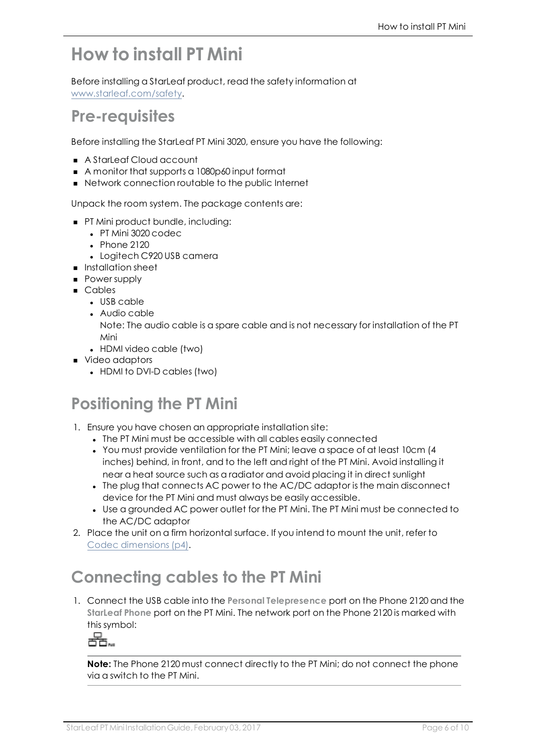# How to install PT Mini

Before installing a StarLeaf product, read the safety information at www.starleaf.com/safety.

## Pre-requisites

Before installing the StarLeaf PT Mini 3020, ensure you have the following:

- A StarLeaf Cloud account
- A monitor that supports a 1080p60 input format
- Network connection routable to the public Internet

Unpack the room system. The package contents are:

- PT Mini product bundle, including:
  - PT Mini 3020 codec
  - Phone 2120
  - Logitech C920 USB camera
- Installation sheet
- Power supply
- Cables
  - USB cable
  - Audio cable
    Note: The audio cable is a spare cable and is not necessary for installation of the PT Mini
  - HDMI video cable (two)
- Video adaptors
  - HDMI to DVI-D cables (two)

## Positioning the PT Mini

1. Ensure you have chosen an appropriate installation site:
   - The PT Mini must be accessible with all cables easily connected
   - You must provide ventilation for the PT Mini; leave a space of at least 10cm (4 inches) behind, in front, and to the left and right of the PT Mini. Avoid installing it near a heat source such as a radiator and avoid placing it in direct sunlight
   - The plug that connects AC power to the AC/DC adaptor is the main disconnect device for the PT Mini and must always be easily accessible.
   - Use a grounded AC power outlet for the PT Mini. The PT Mini must be connected to the AC/DC adaptor
2. Place the unit on a firm horizontal surface. If you intend to mount the unit, refer to Codec dimensions (p4).

## Connecting cables to the PT Mini

1. Connect the USB cable into the **Personal Telepresence** port on the Phone 2120 and the **StarLeaf Phone** port on the PT Mini. The network port on the Phone 2120 is marked with this symbol:

   **Note:** The Phone 2120 must connect directly to the PT Mini; do not connect the phone via a switch to the PT Mini.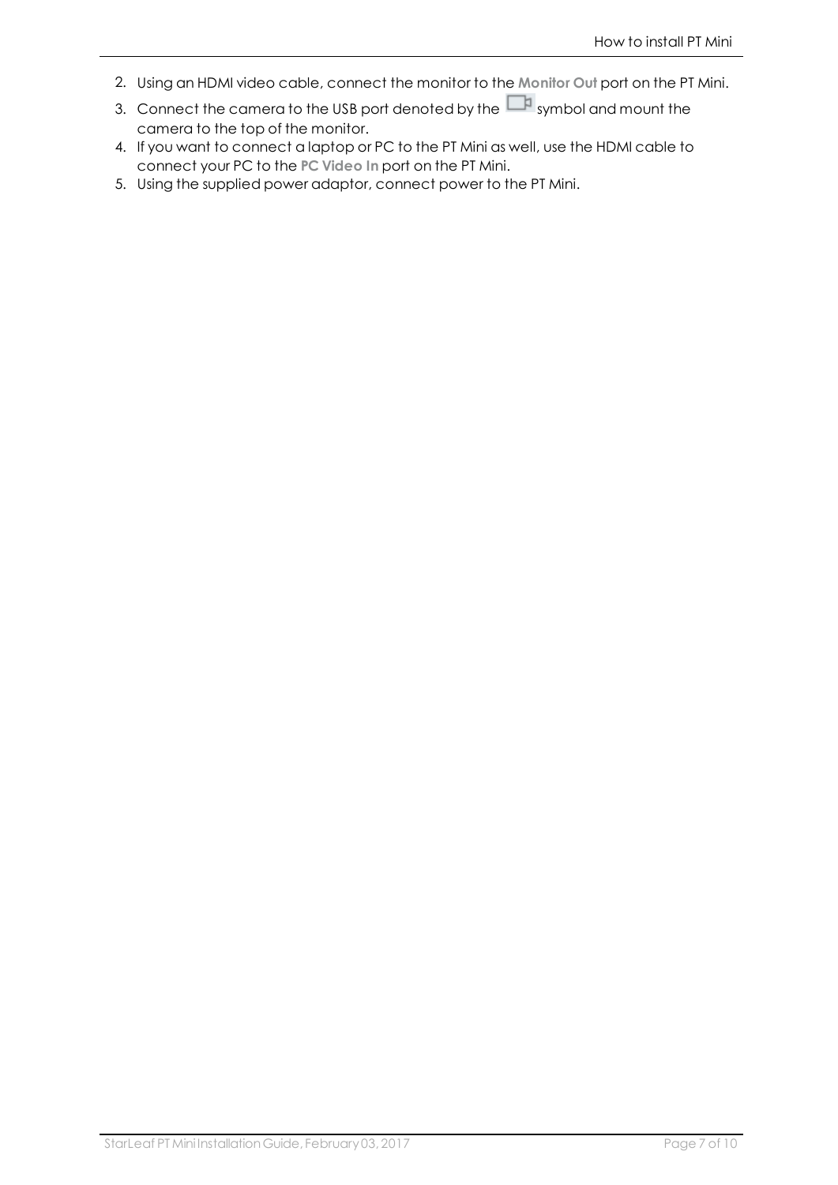2. Using an HDMI video cable, connect the monitor to the **Monitor Out** port on the PT Mini.
3. Connect the camera to the USB port denoted by the symbol and mount the camera to the top of the monitor.
4. If you want to connect a laptop or PC to the PT Mini as well, use the HDMI cable to connect your PC to the **PC Video In** port on the PT Mini.
5. Using the supplied power adaptor, connect power to the PT Mini.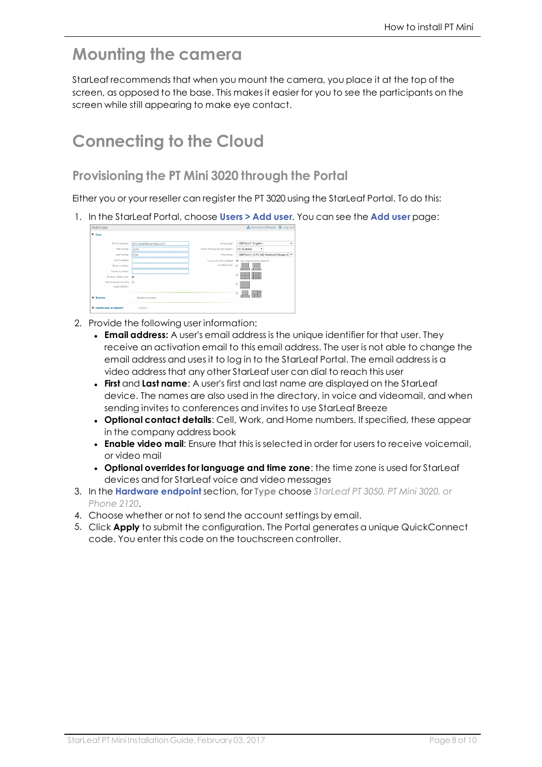# Mounting the camera

StarLeaf recommends that when you mount the camera, you place it at the top of the screen, as opposed to the base. This makes it easier for you to see the participants on the screen while still appearing to make eye contact.

# Connecting to the Cloud

## Provisioning the PT Mini 3020 through the Portal

Either you or your reseller can register the PT 3020 using the StarLeaf Portal. To do this:

1. In the StarLeaf Portal, choose **Users > Add user**. You can see the **Add user** page:
2. Provide the following user information:
   - **Email address:** A user's email address is the unique identifier for that user. They receive an activation email to this email address. The user is not able to change the email address and uses it to log in to the StarLeaf Portal. The email address is a video address that any other StarLeaf user can dial to reach this user
   - **First** and **Last name**: A user's first and last name are displayed on the StarLeaf device. The names are also used in the directory, in voice and videomail, and when sending invites to conferences and invites to use StarLeaf Breeze
   - **Optional contact details**: Cell, Work, and Home numbers. If specified, these appear in the company address book
   - **Enable video mail**: Ensure that this is selected in order for users to receive voicemail, or video mail
   - **Optional overrides for language and time zone**: the time zone is used for StarLeaf devices and for StarLeaf voice and video messages
3. In the **Hardware endpoint** section, for **Type** choose *StarLeaf PT 3050, PT Mini 3020, or Phone 2120*.
4. Choose whether or not to send the account settings by email.
5. Click **Apply** to submit the configuration. The Portal generates a unique QuickConnect code. You enter this code on the touchscreen controller.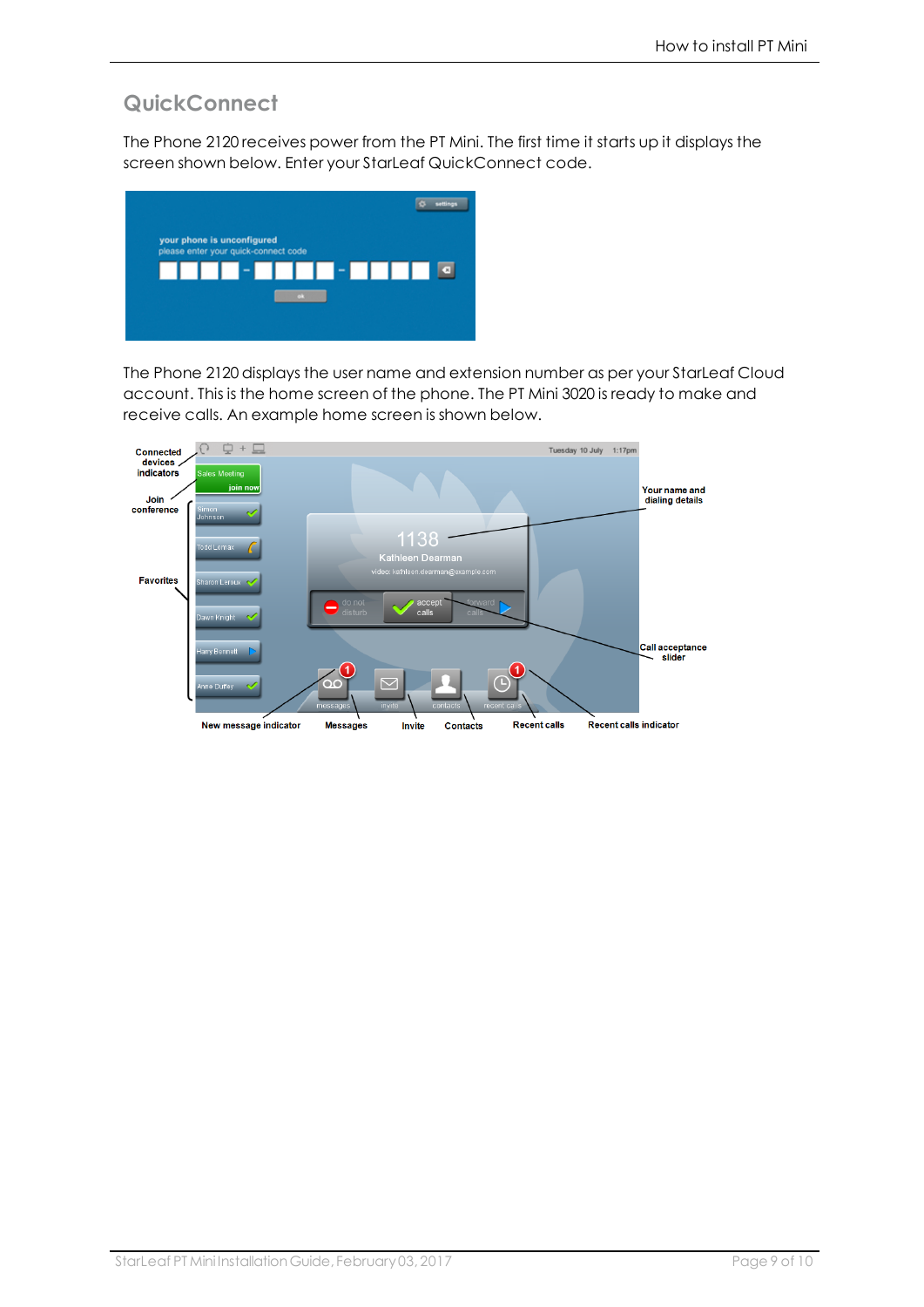## QuickConnect

The Phone 2120 receives power from the PT Mini. The first time it starts up it displays the screen shown below. Enter your StarLeaf QuickConnect code.

The Phone 2120 displays the user name and extension number as per your StarLeaf Cloud account. This is the home screen of the phone. The PT Mini 3020 is ready to make and receive calls. An example home screen is shown below.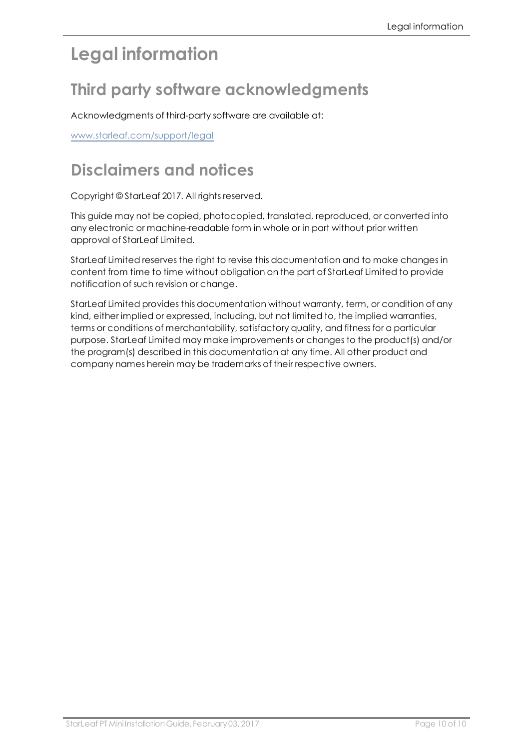# Legal information

## Third party software acknowledgments

Acknowledgments of third-party software are available at:

www.starleaf.com/support/legal

## Disclaimers and notices

Copyright © StarLeaf 2017. All rights reserved.

This guide may not be copied, photocopied, translated, reproduced, or converted into any electronic or machine-readable form in whole or in part without prior written approval of StarLeaf Limited.

StarLeaf Limited reserves the right to revise this documentation and to make changes in content from time to time without obligation on the part of StarLeaf Limited to provide notification of such revision or change.

StarLeaf Limited provides this documentation without warranty, term, or condition of any kind, either implied or expressed, including, but not limited to, the implied warranties, terms or conditions of merchantability, satisfactory quality, and fitness for a particular purpose. StarLeaf Limited may make improvements or changes to the product(s) and/or the program(s) described in this documentation at any time. All other product and company names herein may be trademarks of their respective owners.